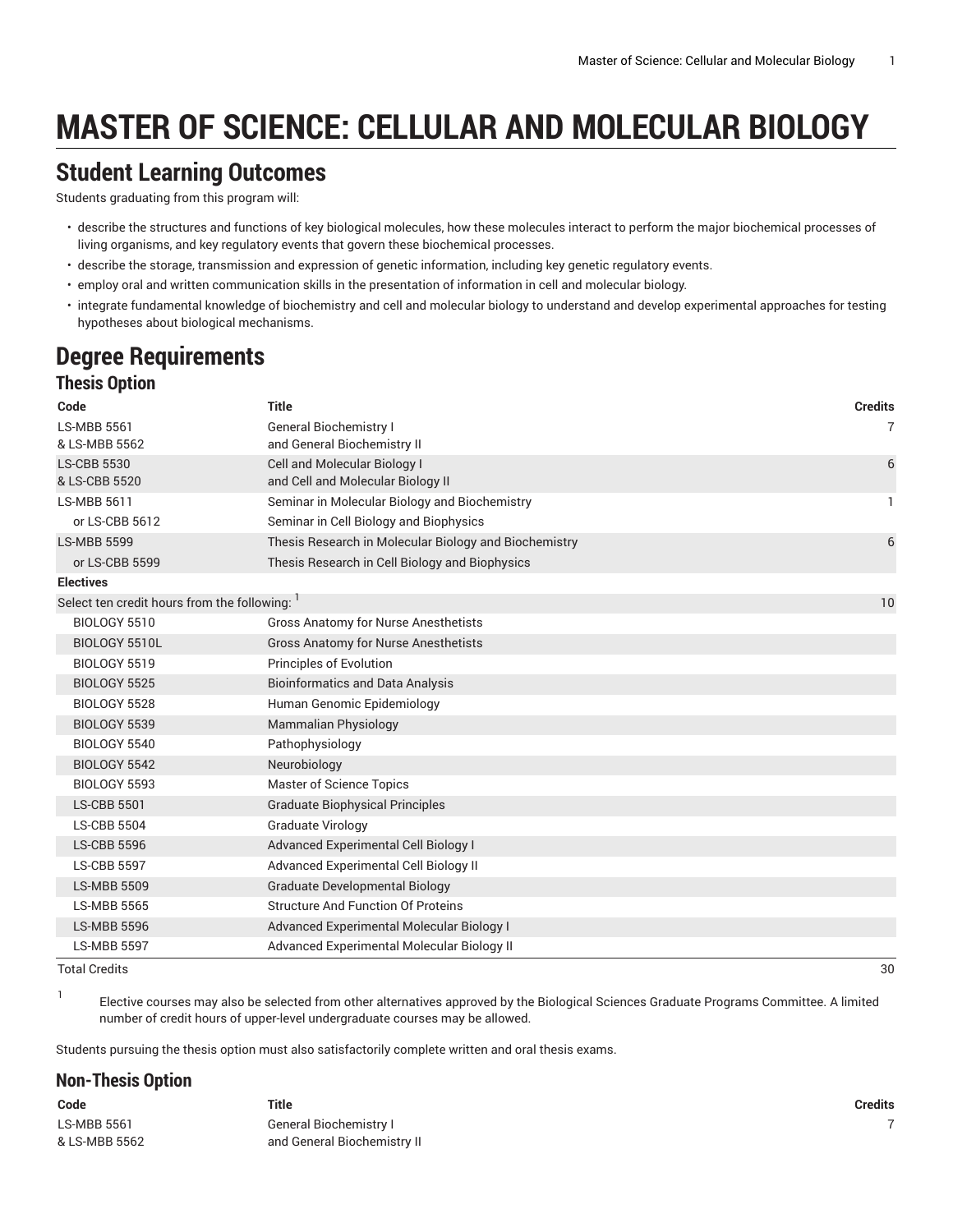# MASTER OF SCIENCE: CELLULAR AND MOLECULAR BIOLOGY

## Student Learning Outcomes

Students graduating from this program will:

- describe the structures and functions of key biological molecules, how these molecules interact to perform the major biochemical processes of living organisms, and key regulatory events that govern these biochemical processes.
- describe the storage, transmission and expression of genetic information, including key genetic regulatory events.
- employ oral and written communication skills in the presentation of information in cell and molecular biology.
- integrate fundamental knowledge of biochemistry and cell and molecular biology to understand and develop experimental approaches for testing hypotheses about biological mechanisms.

## Degree Requirements

### Thesis Option

| Code | Title | Credits |
|---|---|---|
| LS-MBB 5561 & LS-MBB 5562 | General Biochemistry I and General Biochemistry II | 7 |
| LS-CBB 5530 & LS-CBB 5520 | Cell and Molecular Biology I and Cell and Molecular Biology II | 6 |
| LS-MBB 5611 | Seminar in Molecular Biology and Biochemistry | 1 |
| or LS-CBB 5612 | Seminar in Cell Biology and Biophysics | |
| LS-MBB 5599 | Thesis Research in Molecular Biology and Biochemistry | 6 |
| or LS-CBB 5599 | Thesis Research in Cell Biology and Biophysics | |
| **Electives** | | |
| Select ten credit hours from the following: [1] | | 10 |
| BIOLOGY 5510 | Gross Anatomy for Nurse Anesthetists | |
| BIOLOGY 5510L | Gross Anatomy for Nurse Anesthetists | |
| BIOLOGY 5519 | Principles of Evolution | |
| BIOLOGY 5525 | Bioinformatics and Data Analysis | |
| BIOLOGY 5528 | Human Genomic Epidemiology | |
| BIOLOGY 5539 | Mammalian Physiology | |
| BIOLOGY 5540 | Pathophysiology | |
| BIOLOGY 5542 | Neurobiology | |
| BIOLOGY 5593 | Master of Science Topics | |
| LS-CBB 5501 | Graduate Biophysical Principles | |
| LS-CBB 5504 | Graduate Virology | |
| LS-CBB 5596 | Advanced Experimental Cell Biology I | |
| LS-CBB 5597 | Advanced Experimental Cell Biology II | |
| LS-MBB 5509 | Graduate Developmental Biology | |
| LS-MBB 5565 | Structure And Function Of Proteins | |
| LS-MBB 5596 | Advanced Experimental Molecular Biology I | |
| LS-MBB 5597 | Advanced Experimental Molecular Biology II | |
| Total Credits | | 30 |

1. Elective courses may also be selected from other alternatives approved by the Biological Sciences Graduate Programs Committee. A limited number of credit hours of upper-level undergraduate courses may be allowed.

Students pursuing the thesis option must also satisfactorily complete written and oral thesis exams.

### Non-Thesis Option

| Code | Title | Credits |
|---|---|---|
| LS-MBB 5561 & LS-MBB 5562 | General Biochemistry I and General Biochemistry II | 7 |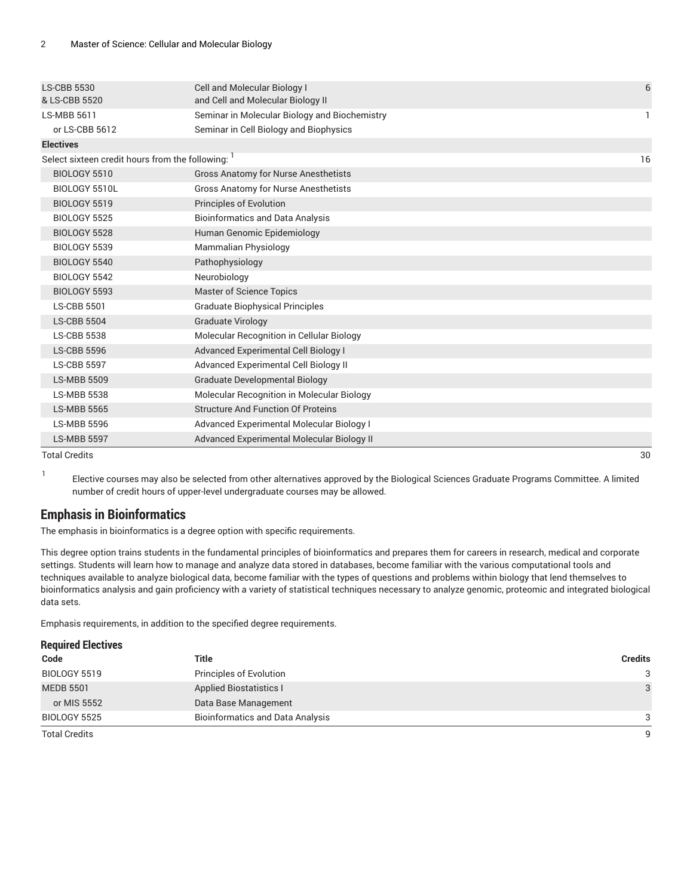| | | |
|---|---|---|
| LS-CBB 5530<br>& LS-CBB 5520 | Cell and Molecular Biology I<br>and Cell and Molecular Biology II | 6 |
| LS-MBB 5611 | Seminar in Molecular Biology and Biochemistry | 1 |
| or LS-CBB 5612 | Seminar in Cell Biology and Biophysics | |
| **Electives** | | |
| Select sixteen credit hours from the following: [1] | | 16 |
| BIOLOGY 5510 | Gross Anatomy for Nurse Anesthetists | |
| BIOLOGY 5510L | Gross Anatomy for Nurse Anesthetists | |
| BIOLOGY 5519 | Principles of Evolution | |
| BIOLOGY 5525 | Bioinformatics and Data Analysis | |
| BIOLOGY 5528 | Human Genomic Epidemiology | |
| BIOLOGY 5539 | Mammalian Physiology | |
| BIOLOGY 5540 | Pathophysiology | |
| BIOLOGY 5542 | Neurobiology | |
| BIOLOGY 5593 | Master of Science Topics | |
| LS-CBB 5501 | Graduate Biophysical Principles | |
| LS-CBB 5504 | Graduate Virology | |
| LS-CBB 5538 | Molecular Recognition in Cellular Biology | |
| LS-CBB 5596 | Advanced Experimental Cell Biology I | |
| LS-CBB 5597 | Advanced Experimental Cell Biology II | |
| LS-MBB 5509 | Graduate Developmental Biology | |
| LS-MBB 5538 | Molecular Recognition in Molecular Biology | |
| LS-MBB 5565 | Structure And Function Of Proteins | |
| LS-MBB 5596 | Advanced Experimental Molecular Biology I | |
| LS-MBB 5597 | Advanced Experimental Molecular Biology II | |
| Total Credits | | 30 |

[1] Elective courses may also be selected from other alternatives approved by the Biological Sciences Graduate Programs Committee. A limited number of credit hours of upper-level undergraduate courses may be allowed.

## Emphasis in Bioinformatics

The emphasis in bioinformatics is a degree option with specific requirements.

This degree option trains students in the fundamental principles of bioinformatics and prepares them for careers in research, medical and corporate settings. Students will learn how to manage and analyze data stored in databases, become familiar with the various computational tools and techniques available to analyze biological data, become familiar with the types of questions and problems within biology that lend themselves to bioinformatics analysis and gain proficiency with a variety of statistical techniques necessary to analyze genomic, proteomic and integrated biological data sets.

Emphasis requirements, in addition to the specified degree requirements.

### Required Electives

| Code | Title | Credits |
|---|---|---|
| BIOLOGY 5519 | Principles of Evolution | 3 |
| MEDB 5501 | Applied Biostatistics I | 3 |
| or MIS 5552 | Data Base Management | |
| BIOLOGY 5525 | Bioinformatics and Data Analysis | 3 |
| Total Credits | | 9 |